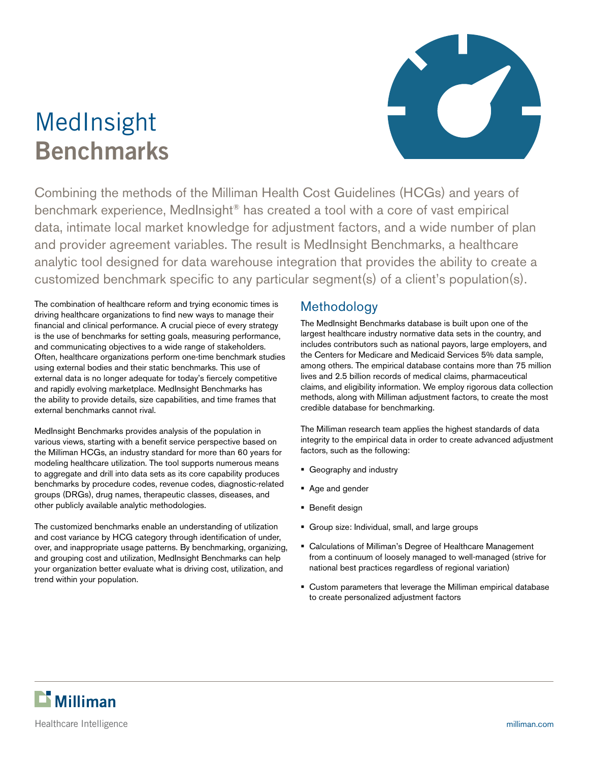# MedInsight
# **Benchmarks**

Combining the methods of the Milliman Health Cost Guidelines (HCGs) and years of benchmark experience, MedInsight® has created a tool with a core of vast empirical data, intimate local market knowledge for adjustment factors, and a wide number of plan and provider agreement variables. The result is MedInsight Benchmarks, a healthcare analytic tool designed for data warehouse integration that provides the ability to create a customized benchmark specific to any particular segment(s) of a client's population(s).

The combination of healthcare reform and trying economic times is driving healthcare organizations to find new ways to manage their financial and clinical performance. A crucial piece of every strategy is the use of benchmarks for setting goals, measuring performance, and communicating objectives to a wide range of stakeholders. Often, healthcare organizations perform one-time benchmark studies using external bodies and their static benchmarks. This use of external data is no longer adequate for today's fiercely competitive and rapidly evolving marketplace. MedInsight Benchmarks has the ability to provide details, size capabilities, and time frames that external benchmarks cannot rival.

MedInsight Benchmarks provides analysis of the population in various views, starting with a benefit service perspective based on the Milliman HCGs, an industry standard for more than 60 years for modeling healthcare utilization. The tool supports numerous means to aggregate and drill into data sets as its core capability produces benchmarks by procedure codes, revenue codes, diagnostic-related groups (DRGs), drug names, therapeutic classes, diseases, and other publicly available analytic methodologies.

The customized benchmarks enable an understanding of utilization and cost variance by HCG category through identification of under, over, and inappropriate usage patterns. By benchmarking, organizing, and grouping cost and utilization, MedInsight Benchmarks can help your organization better evaluate what is driving cost, utilization, and trend within your population.

## Methodology

The MedInsight Benchmarks database is built upon one of the largest healthcare industry normative data sets in the country, and includes contributors such as national payors, large employers, and the Centers for Medicare and Medicaid Services 5% data sample, among others. The empirical database contains more than 75 million lives and 2.5 billion records of medical claims, pharmaceutical claims, and eligibility information. We employ rigorous data collection methods, along with Milliman adjustment factors, to create the most credible database for benchmarking.

The Milliman research team applies the highest standards of data integrity to the empirical data in order to create advanced adjustment factors, such as the following:

- Geography and industry
- Age and gender
- Benefit design
- Group size: Individual, small, and large groups
- Calculations of Milliman's Degree of Healthcare Management from a continuum of loosely managed to well-managed (strive for national best practices regardless of regional variation)
- Custom parameters that leverage the Milliman empirical database to create personalized adjustment factors

Milliman

Healthcare Intelligence

milliman.com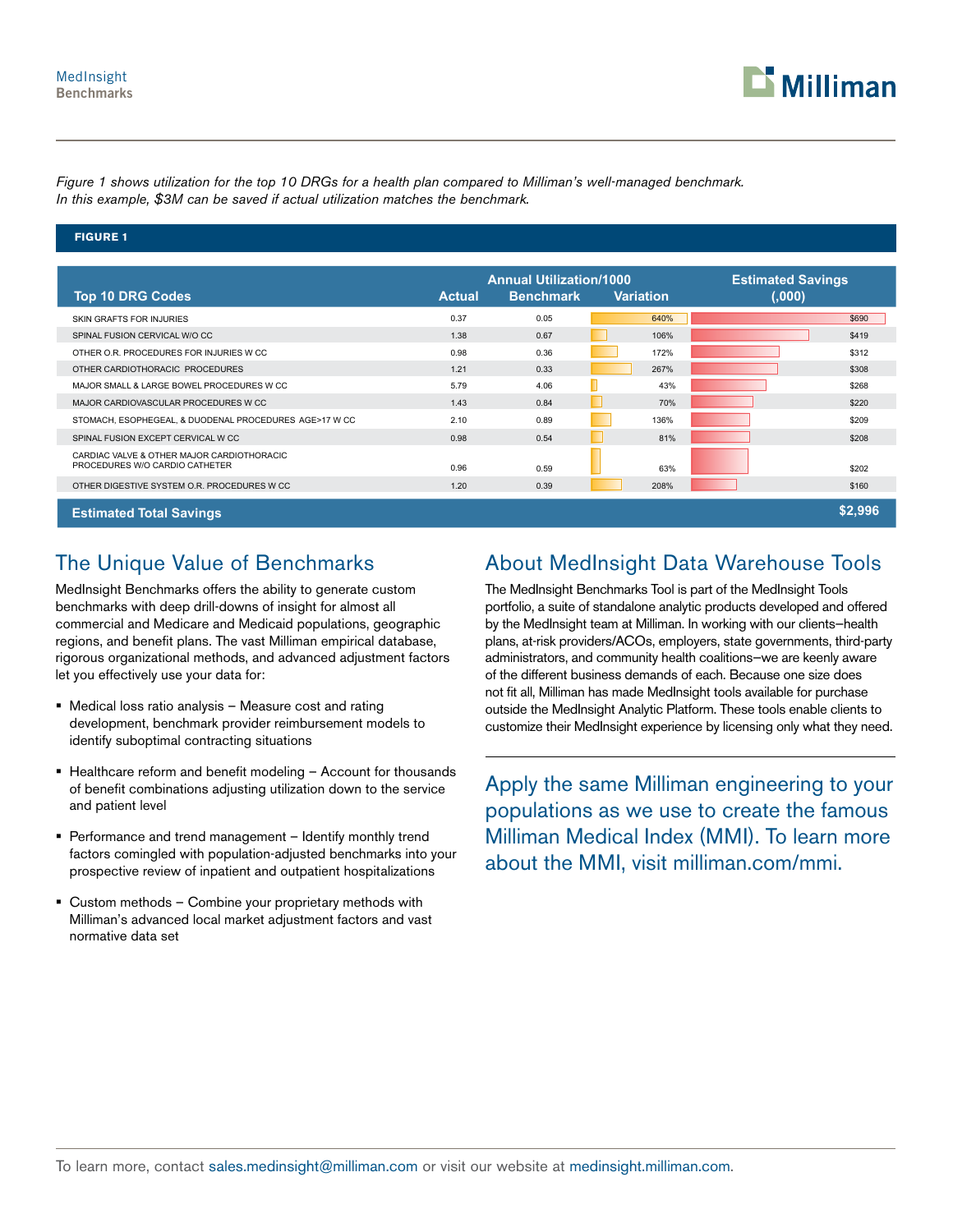*Figure 1 shows utilization for the top 10 DRGs for a health plan compared to Milliman's well-managed benchmark. In this example, $3M can be saved if actual utilization matches the benchmark.*

**FIGURE 1**

| Top 10 DRG Codes | Annual Utilization/1000 Actual | Benchmark | Variation | Estimated Savings (,000) |
|---|---|---|---|---|
| SKIN GRAFTS FOR INJURIES | 0.37 | 0.05 | 640% | $690 |
| SPINAL FUSION CERVICAL W/O CC | 1.38 | 0.67 | 106% | $419 |
| OTHER O.R. PROCEDURES FOR INJURIES W CC | 0.98 | 0.36 | 172% | $312 |
| OTHER CARDIOTHORACIC PROCEDURES | 1.21 | 0.33 | 267% | $308 |
| MAJOR SMALL & LARGE BOWEL PROCEDURES W CC | 5.79 | 4.06 | 43% | $268 |
| MAJOR CARDIOVASCULAR PROCEDURES W CC | 1.43 | 0.84 | 70% | $220 |
| STOMACH, ESOPHEGEAL, & DUODENAL PROCEDURES AGE>17 W CC | 2.10 | 0.89 | 136% | $209 |
| SPINAL FUSION EXCEPT CERVICAL W CC | 0.98 | 0.54 | 81% | $208 |
| CARDIAC VALVE & OTHER MAJOR CARDIOTHORACIC PROCEDURES W/O CARDIO CATHETER | 0.96 | 0.59 | 63% | $202 |
| OTHER DIGESTIVE SYSTEM O.R. PROCEDURES W CC | 1.20 | 0.39 | 208% | $160 |
| **Estimated Total Savings** | | | | **$2,996** |

## The Unique Value of Benchmarks

MedInsight Benchmarks offers the ability to generate custom benchmarks with deep drill-downs of insight for almost all commercial and Medicare and Medicaid populations, geographic regions, and benefit plans. The vast Milliman empirical database, rigorous organizational methods, and advanced adjustment factors let you effectively use your data for:

- Medical loss ratio analysis – Measure cost and rating development, benchmark provider reimbursement models to identify suboptimal contracting situations
- Healthcare reform and benefit modeling – Account for thousands of benefit combinations adjusting utilization down to the service and patient level
- Performance and trend management – Identify monthly trend factors comingled with population-adjusted benchmarks into your prospective review of inpatient and outpatient hospitalizations
- Custom methods – Combine your proprietary methods with Milliman's advanced local market adjustment factors and vast normative data set

## About MedInsight Data Warehouse Tools

The MedInsight Benchmarks Tool is part of the MedInsight Tools portfolio, a suite of standalone analytic products developed and offered by the MedInsight team at Milliman. In working with our clients—health plans, at-risk providers/ACOs, employers, state governments, third-party administrators, and community health coalitions—we are keenly aware of the different business demands of each. Because one size does not fit all, Milliman has made MedInsight tools available for purchase outside the MedInsight Analytic Platform. These tools enable clients to customize their MedInsight experience by licensing only what they need.

Apply the same Milliman engineering to your populations as we use to create the famous Milliman Medical Index (MMI). To learn more about the MMI, visit milliman.com/mmi.

To learn more, contact sales.medinsight@milliman.com or visit our website at medinsight.milliman.com.